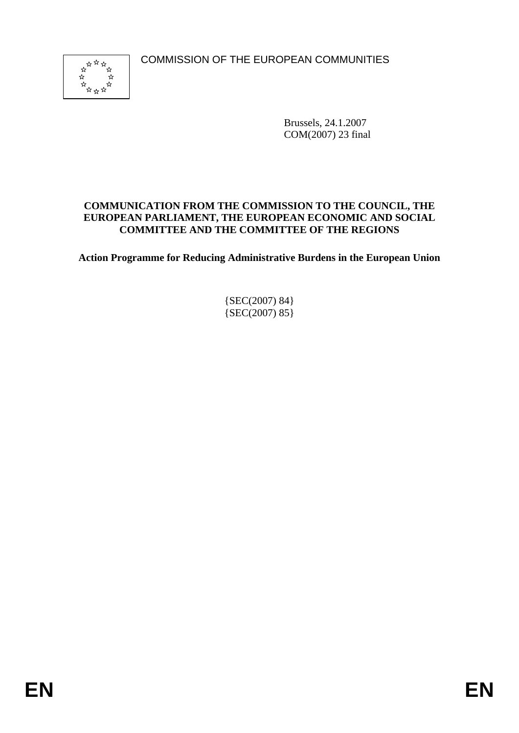COMMISSION OF THE EUROPEAN COMMUNITIES

Brussels, 24.1.2007
COM(2007) 23 final

**COMMUNICATION FROM THE COMMISSION TO THE COUNCIL, THE EUROPEAN PARLIAMENT, THE EUROPEAN ECONOMIC AND SOCIAL COMMITTEE AND THE COMMITTEE OF THE REGIONS**

**Action Programme for Reducing Administrative Burdens in the European Union**

{SEC(2007) 84}
{SEC(2007) 85}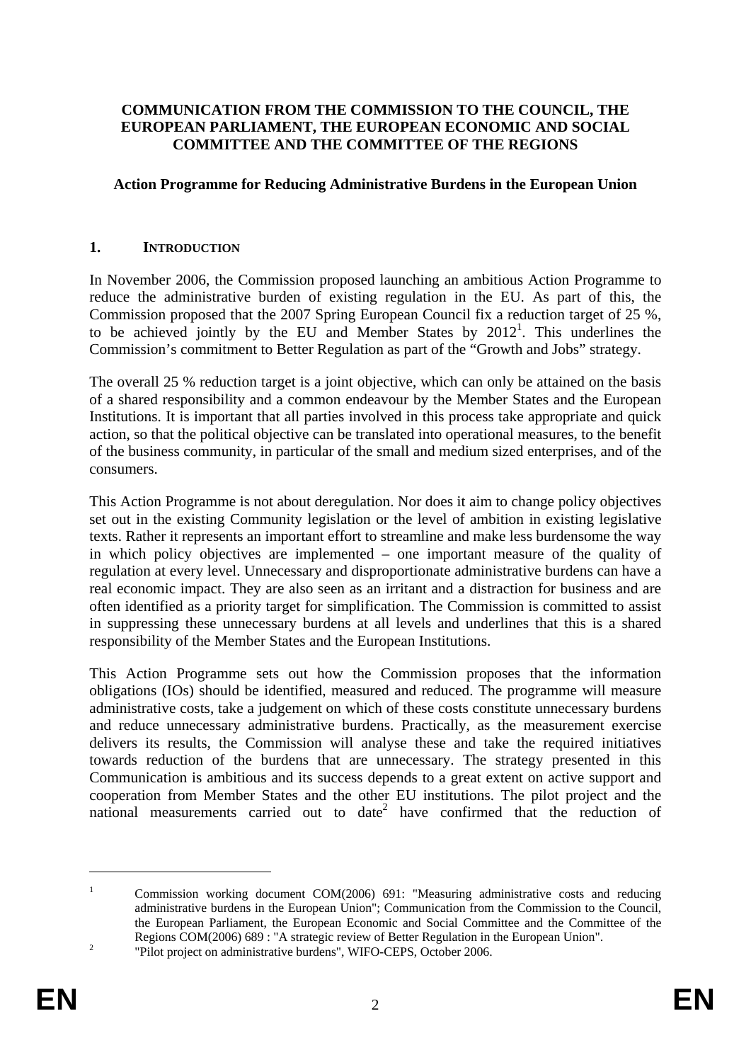**COMMUNICATION FROM THE COMMISSION TO THE COUNCIL, THE EUROPEAN PARLIAMENT, THE EUROPEAN ECONOMIC AND SOCIAL COMMITTEE AND THE COMMITTEE OF THE REGIONS**

**Action Programme for Reducing Administrative Burdens in the European Union**

## 1. INTRODUCTION

In November 2006, the Commission proposed launching an ambitious Action Programme to reduce the administrative burden of existing regulation in the EU. As part of this, the Commission proposed that the 2007 Spring European Council fix a reduction target of 25 %, to be achieved jointly by the EU and Member States by 2012[1]. This underlines the Commission's commitment to Better Regulation as part of the "Growth and Jobs" strategy.

The overall 25 % reduction target is a joint objective, which can only be attained on the basis of a shared responsibility and a common endeavour by the Member States and the European Institutions. It is important that all parties involved in this process take appropriate and quick action, so that the political objective can be translated into operational measures, to the benefit of the business community, in particular of the small and medium sized enterprises, and of the consumers.

This Action Programme is not about deregulation. Nor does it aim to change policy objectives set out in the existing Community legislation or the level of ambition in existing legislative texts. Rather it represents an important effort to streamline and make less burdensome the way in which policy objectives are implemented – one important measure of the quality of regulation at every level. Unnecessary and disproportionate administrative burdens can have a real economic impact. They are also seen as an irritant and a distraction for business and are often identified as a priority target for simplification. The Commission is committed to assist in suppressing these unnecessary burdens at all levels and underlines that this is a shared responsibility of the Member States and the European Institutions.

This Action Programme sets out how the Commission proposes that the information obligations (IOs) should be identified, measured and reduced. The programme will measure administrative costs, take a judgement on which of these costs constitute unnecessary burdens and reduce unnecessary administrative burdens. Practically, as the measurement exercise delivers its results, the Commission will analyse these and take the required initiatives towards reduction of the burdens that are unnecessary. The strategy presented in this Communication is ambitious and its success depends to a great extent on active support and cooperation from Member States and the other EU institutions. The pilot project and the national measurements carried out to date[2] have confirmed that the reduction of

---

[1] Commission working document COM(2006) 691: "Measuring administrative costs and reducing administrative burdens in the European Union"; Communication from the Commission to the Council, the European Parliament, the European Economic and Social Committee and the Committee of the Regions COM(2006) 689 : "A strategic review of Better Regulation in the European Union".

[2] "Pilot project on administrative burdens", WIFO-CEPS, October 2006.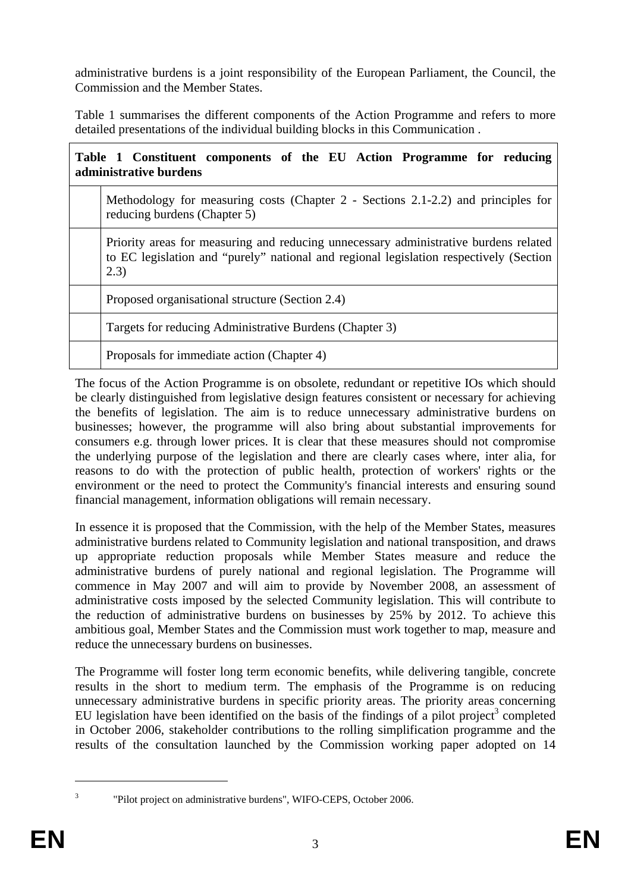administrative burdens is a joint responsibility of the European Parliament, the Council, the Commission and the Member States.

Table 1 summarises the different components of the Action Programme and refers to more detailed presentations of the individual building blocks in this Communication .

| **Table 1 Constituent components of the EU Action Programme for reducing administrative burdens** | |
|---|---|
| | Methodology for measuring costs (Chapter 2 - Sections 2.1-2.2) and principles for reducing burdens (Chapter 5) |
| | Priority areas for measuring and reducing unnecessary administrative burdens related to EC legislation and "purely" national and regional legislation respectively (Section 2.3) |
| | Proposed organisational structure (Section 2.4) |
| | Targets for reducing Administrative Burdens (Chapter 3) |
| | Proposals for immediate action (Chapter 4) |

The focus of the Action Programme is on obsolete, redundant or repetitive IOs which should be clearly distinguished from legislative design features consistent or necessary for achieving the benefits of legislation. The aim is to reduce unnecessary administrative burdens on businesses; however, the programme will also bring about substantial improvements for consumers e.g. through lower prices. It is clear that these measures should not compromise the underlying purpose of the legislation and there are clearly cases where, inter alia, for reasons to do with the protection of public health, protection of workers' rights or the environment or the need to protect the Community's financial interests and ensuring sound financial management, information obligations will remain necessary.

In essence it is proposed that the Commission, with the help of the Member States, measures administrative burdens related to Community legislation and national transposition, and draws up appropriate reduction proposals while Member States measure and reduce the administrative burdens of purely national and regional legislation. The Programme will commence in May 2007 and will aim to provide by November 2008, an assessment of administrative costs imposed by the selected Community legislation. This will contribute to the reduction of administrative burdens on businesses by 25% by 2012. To achieve this ambitious goal, Member States and the Commission must work together to map, measure and reduce the unnecessary burdens on businesses.

The Programme will foster long term economic benefits, while delivering tangible, concrete results in the short to medium term. The emphasis of the Programme is on reducing unnecessary administrative burdens in specific priority areas. The priority areas concerning EU legislation have been identified on the basis of the findings of a pilot project[3] completed in October 2006, stakeholder contributions to the rolling simplification programme and the results of the consultation launched by the Commission working paper adopted on 14

[3] "Pilot project on administrative burdens", WIFO-CEPS, October 2006.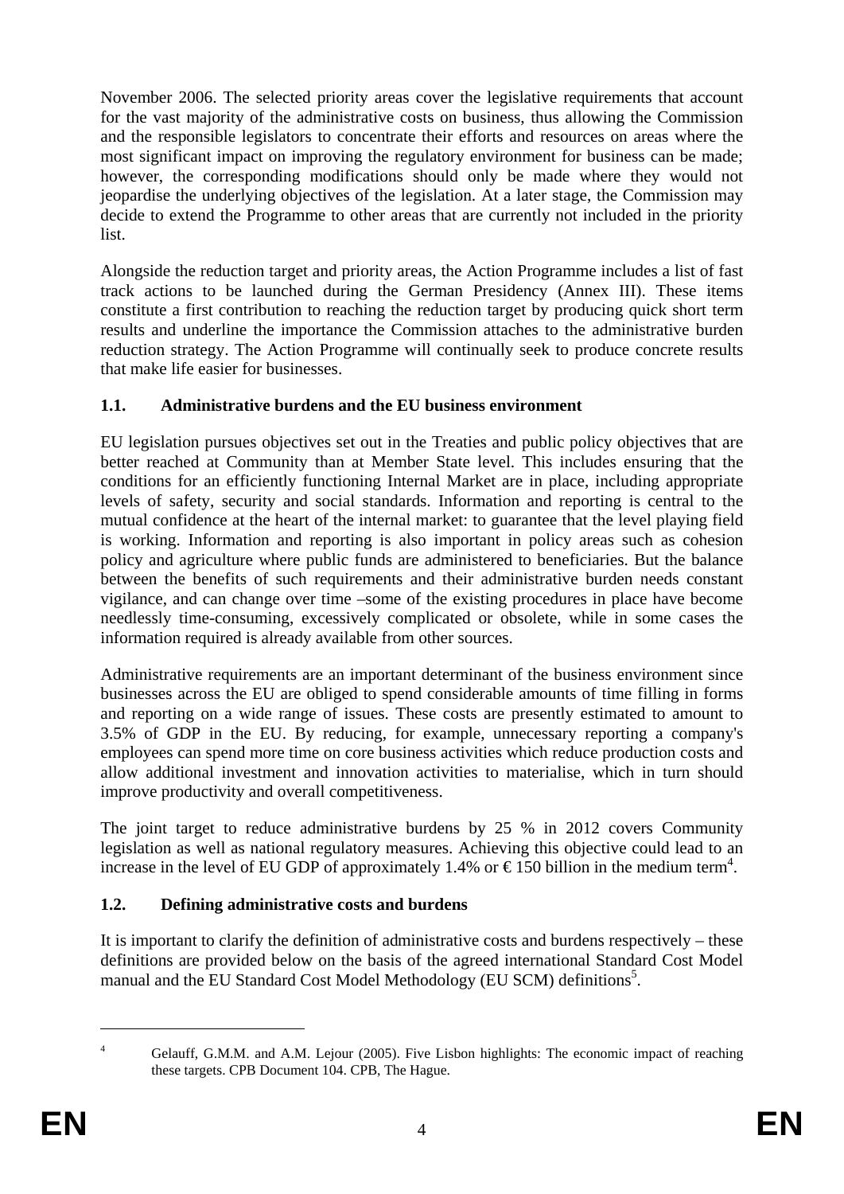November 2006. The selected priority areas cover the legislative requirements that account for the vast majority of the administrative costs on business, thus allowing the Commission and the responsible legislators to concentrate their efforts and resources on areas where the most significant impact on improving the regulatory environment for business can be made; however, the corresponding modifications should only be made where they would not jeopardise the underlying objectives of the legislation. At a later stage, the Commission may decide to extend the Programme to other areas that are currently not included in the priority list.

Alongside the reduction target and priority areas, the Action Programme includes a list of fast track actions to be launched during the German Presidency (Annex III). These items constitute a first contribution to reaching the reduction target by producing quick short term results and underline the importance the Commission attaches to the administrative burden reduction strategy. The Action Programme will continually seek to produce concrete results that make life easier for businesses.

### 1.1. Administrative burdens and the EU business environment

EU legislation pursues objectives set out in the Treaties and public policy objectives that are better reached at Community than at Member State level. This includes ensuring that the conditions for an efficiently functioning Internal Market are in place, including appropriate levels of safety, security and social standards. Information and reporting is central to the mutual confidence at the heart of the internal market: to guarantee that the level playing field is working. Information and reporting is also important in policy areas such as cohesion policy and agriculture where public funds are administered to beneficiaries. But the balance between the benefits of such requirements and their administrative burden needs constant vigilance, and can change over time –some of the existing procedures in place have become needlessly time-consuming, excessively complicated or obsolete, while in some cases the information required is already available from other sources.

Administrative requirements are an important determinant of the business environment since businesses across the EU are obliged to spend considerable amounts of time filling in forms and reporting on a wide range of issues. These costs are presently estimated to amount to 3.5% of GDP in the EU. By reducing, for example, unnecessary reporting a company's employees can spend more time on core business activities which reduce production costs and allow additional investment and innovation activities to materialise, which in turn should improve productivity and overall competitiveness.

The joint target to reduce administrative burdens by 25 % in 2012 covers Community legislation as well as national regulatory measures. Achieving this objective could lead to an increase in the level of EU GDP of approximately 1.4% or € 150 billion in the medium term[4].

### 1.2. Defining administrative costs and burdens

It is important to clarify the definition of administrative costs and burdens respectively – these definitions are provided below on the basis of the agreed international Standard Cost Model manual and the EU Standard Cost Model Methodology (EU SCM) definitions[5].

---

[4] Gelauff, G.M.M. and A.M. Lejour (2005). Five Lisbon highlights: The economic impact of reaching these targets. CPB Document 104. CPB, The Hague.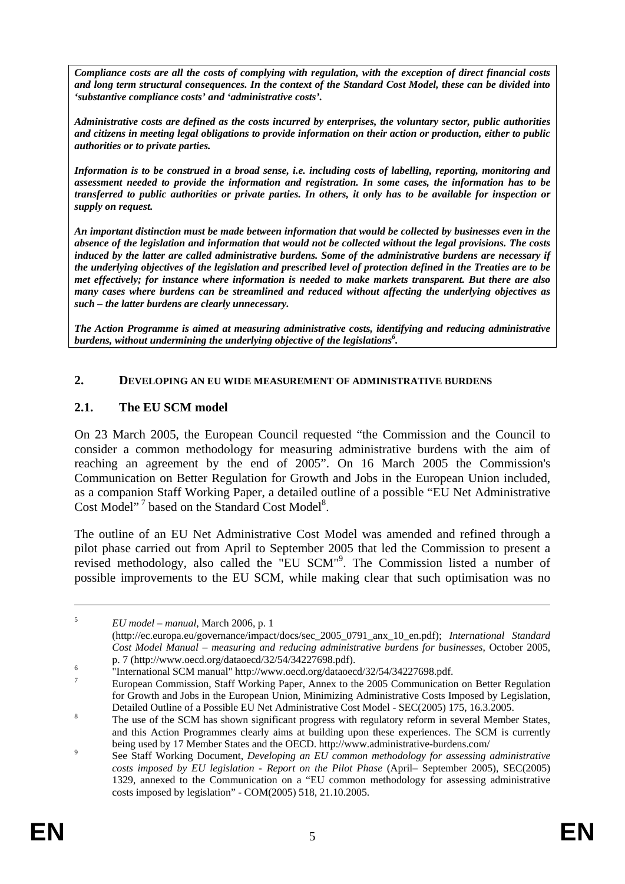***Compliance costs are all the costs of complying with regulation, with the exception of direct financial costs and long term structural consequences. In the context of the Standard Cost Model, these can be divided into 'substantive compliance costs' and 'administrative costs'.***

***Administrative costs are defined as the costs incurred by enterprises, the voluntary sector, public authorities and citizens in meeting legal obligations to provide information on their action or production, either to public authorities or to private parties.***

***Information is to be construed in a broad sense, i.e. including costs of labelling, reporting, monitoring and assessment needed to provide the information and registration. In some cases, the information has to be transferred to public authorities or private parties. In others, it only has to be available for inspection or supply on request.***

***An important distinction must be made between information that would be collected by businesses even in the absence of the legislation and information that would not be collected without the legal provisions. The costs induced by the latter are called administrative burdens. Some of the administrative burdens are necessary if the underlying objectives of the legislation and prescribed level of protection defined in the Treaties are to be met effectively; for instance where information is needed to make markets transparent. But there are also many cases where burdens can be streamlined and reduced without affecting the underlying objectives as such – the latter burdens are clearly unnecessary.***

***The Action Programme is aimed at measuring administrative costs, identifying and reducing administrative burdens, without undermining the underlying objective of the legislations[6].***

## 2. DEVELOPING AN EU WIDE MEASUREMENT OF ADMINISTRATIVE BURDENS

### 2.1. The EU SCM model

On 23 March 2005, the European Council requested "the Commission and the Council to consider a common methodology for measuring administrative burdens with the aim of reaching an agreement by the end of 2005". On 16 March 2005 the Commission's Communication on Better Regulation for Growth and Jobs in the European Union included, as a companion Staff Working Paper, a detailed outline of a possible "EU Net Administrative Cost Model"[7] based on the Standard Cost Model[8].

The outline of an EU Net Administrative Cost Model was amended and refined through a pilot phase carried out from April to September 2005 that led the Commission to present a revised methodology, also called the "EU SCM"[9]. The Commission listed a number of possible improvements to the EU SCM, while making clear that such optimisation was no

---

[5] *EU model – manual*, March 2006, p. 1 (http://ec.europa.eu/governance/impact/docs/sec_2005_0791_anx_10_en.pdf); *International Standard Cost Model Manual – measuring and reducing administrative burdens for businesses*, October 2005, p. 7 (http://www.oecd.org/dataoecd/32/54/34227698.pdf).

[6] "International SCM manual" http://www.oecd.org/dataoecd/32/54/34227698.pdf.

[7] European Commission, Staff Working Paper, Annex to the 2005 Communication on Better Regulation for Growth and Jobs in the European Union, Minimizing Administrative Costs Imposed by Legislation, Detailed Outline of a Possible EU Net Administrative Cost Model - SEC(2005) 175, 16.3.2005.

[8] The use of the SCM has shown significant progress with regulatory reform in several Member States, and this Action Programmes clearly aims at building upon these experiences. The SCM is currently being used by 17 Member States and the OECD. http://www.administrative-burdens.com/

[9] See Staff Working Document, *Developing an EU common methodology for assessing administrative costs imposed by EU legislation - Report on the Pilot Phase* (April– September 2005), SEC(2005) 1329, annexed to the Communication on a "EU common methodology for assessing administrative costs imposed by legislation" - COM(2005) 518, 21.10.2005.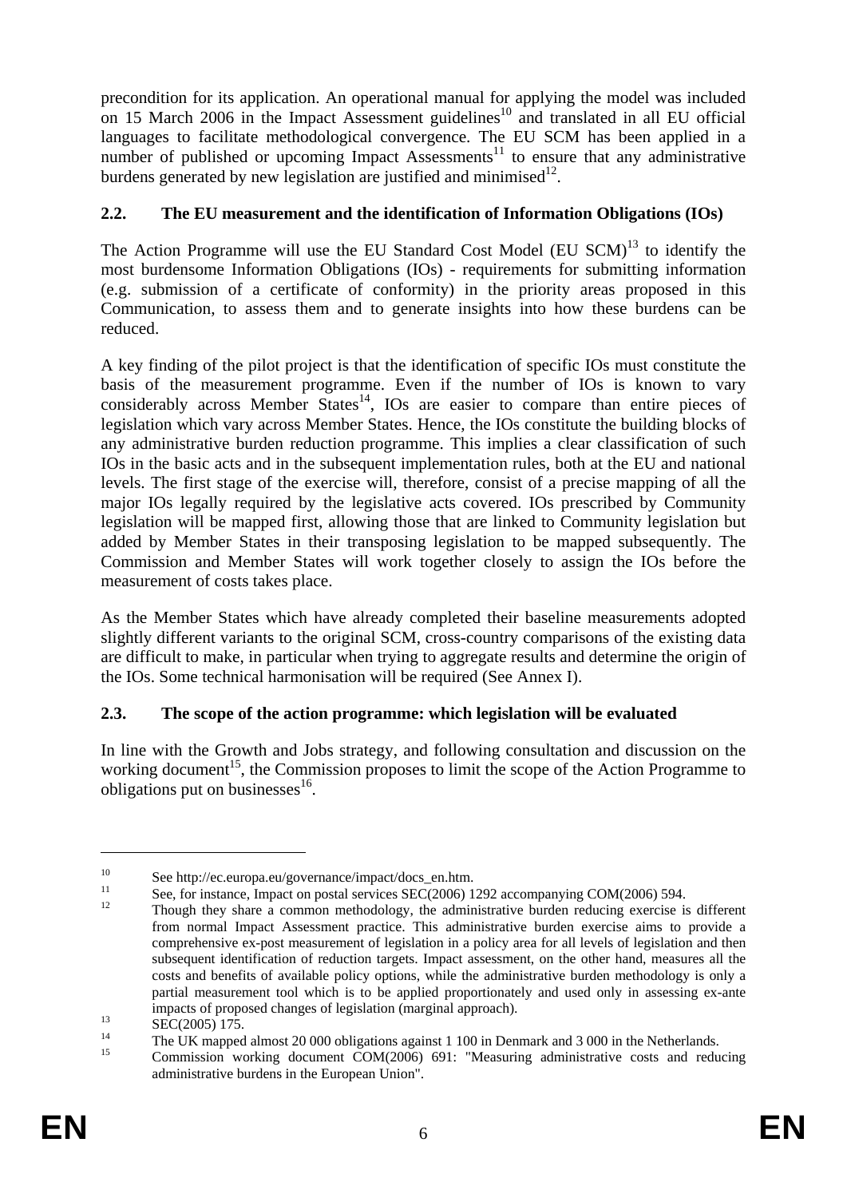precondition for its application. An operational manual for applying the model was included on 15 March 2006 in the Impact Assessment guidelines[10] and translated in all EU official languages to facilitate methodological convergence. The EU SCM has been applied in a number of published or upcoming Impact Assessments[11] to ensure that any administrative burdens generated by new legislation are justified and minimised[12].

## 2.2. The EU measurement and the identification of Information Obligations (IOs)

The Action Programme will use the EU Standard Cost Model (EU SCM)[13] to identify the most burdensome Information Obligations (IOs) - requirements for submitting information (e.g. submission of a certificate of conformity) in the priority areas proposed in this Communication, to assess them and to generate insights into how these burdens can be reduced.

A key finding of the pilot project is that the identification of specific IOs must constitute the basis of the measurement programme. Even if the number of IOs is known to vary considerably across Member States[14], IOs are easier to compare than entire pieces of legislation which vary across Member States. Hence, the IOs constitute the building blocks of any administrative burden reduction programme. This implies a clear classification of such IOs in the basic acts and in the subsequent implementation rules, both at the EU and national levels. The first stage of the exercise will, therefore, consist of a precise mapping of all the major IOs legally required by the legislative acts covered. IOs prescribed by Community legislation will be mapped first, allowing those that are linked to Community legislation but added by Member States in their transposing legislation to be mapped subsequently. The Commission and Member States will work together closely to assign the IOs before the measurement of costs takes place.

As the Member States which have already completed their baseline measurements adopted slightly different variants to the original SCM, cross-country comparisons of the existing data are difficult to make, in particular when trying to aggregate results and determine the origin of the IOs. Some technical harmonisation will be required (See Annex I).

## 2.3. The scope of the action programme: which legislation will be evaluated

In line with the Growth and Jobs strategy, and following consultation and discussion on the working document[15], the Commission proposes to limit the scope of the Action Programme to obligations put on businesses[16].

---

[10] See http://ec.europa.eu/governance/impact/docs_en.htm.

[11] See, for instance, Impact on postal services SEC(2006) 1292 accompanying COM(2006) 594.

[12] Though they share a common methodology, the administrative burden reducing exercise is different from normal Impact Assessment practice. This administrative burden exercise aims to provide a comprehensive ex-post measurement of legislation in a policy area for all levels of legislation and then subsequent identification of reduction targets. Impact assessment, on the other hand, measures all the costs and benefits of available policy options, while the administrative burden methodology is only a partial measurement tool which is to be applied proportionately and used only in assessing ex-ante impacts of proposed changes of legislation (marginal approach).

[13] SEC(2005) 175.

[14] The UK mapped almost 20 000 obligations against 1 100 in Denmark and 3 000 in the Netherlands.

[15] Commission working document COM(2006) 691: "Measuring administrative costs and reducing administrative burdens in the European Union".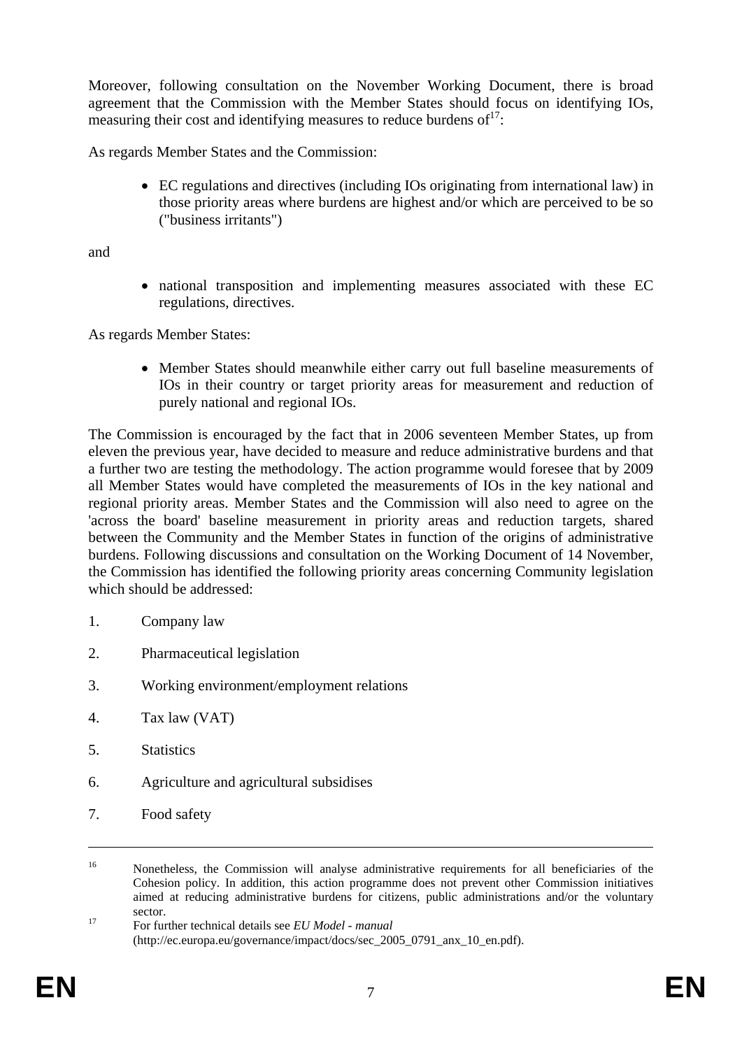Moreover, following consultation on the November Working Document, there is broad agreement that the Commission with the Member States should focus on identifying IOs, measuring their cost and identifying measures to reduce burdens of[17]:

As regards Member States and the Commission:

- EC regulations and directives (including IOs originating from international law) in those priority areas where burdens are highest and/or which are perceived to be so ("business irritants")

and

- national transposition and implementing measures associated with these EC regulations, directives.

As regards Member States:

- Member States should meanwhile either carry out full baseline measurements of IOs in their country or target priority areas for measurement and reduction of purely national and regional IOs.

The Commission is encouraged by the fact that in 2006 seventeen Member States, up from eleven the previous year, have decided to measure and reduce administrative burdens and that a further two are testing the methodology. The action programme would foresee that by 2009 all Member States would have completed the measurements of IOs in the key national and regional priority areas. Member States and the Commission will also need to agree on the 'across the board' baseline measurement in priority areas and reduction targets, shared between the Community and the Member States in function of the origins of administrative burdens. Following discussions and consultation on the Working Document of 14 November, the Commission has identified the following priority areas concerning Community legislation which should be addressed:

1. Company law
2. Pharmaceutical legislation
3. Working environment/employment relations
4. Tax law (VAT)
5. Statistics
6. Agriculture and agricultural subsidises
7. Food safety

---

[16] Nonetheless, the Commission will analyse administrative requirements for all beneficiaries of the Cohesion policy. In addition, this action programme does not prevent other Commission initiatives aimed at reducing administrative burdens for citizens, public administrations and/or the voluntary sector.

[17] For further technical details see *EU Model - manual* (http://ec.europa.eu/governance/impact/docs/sec_2005_0791_anx_10_en.pdf).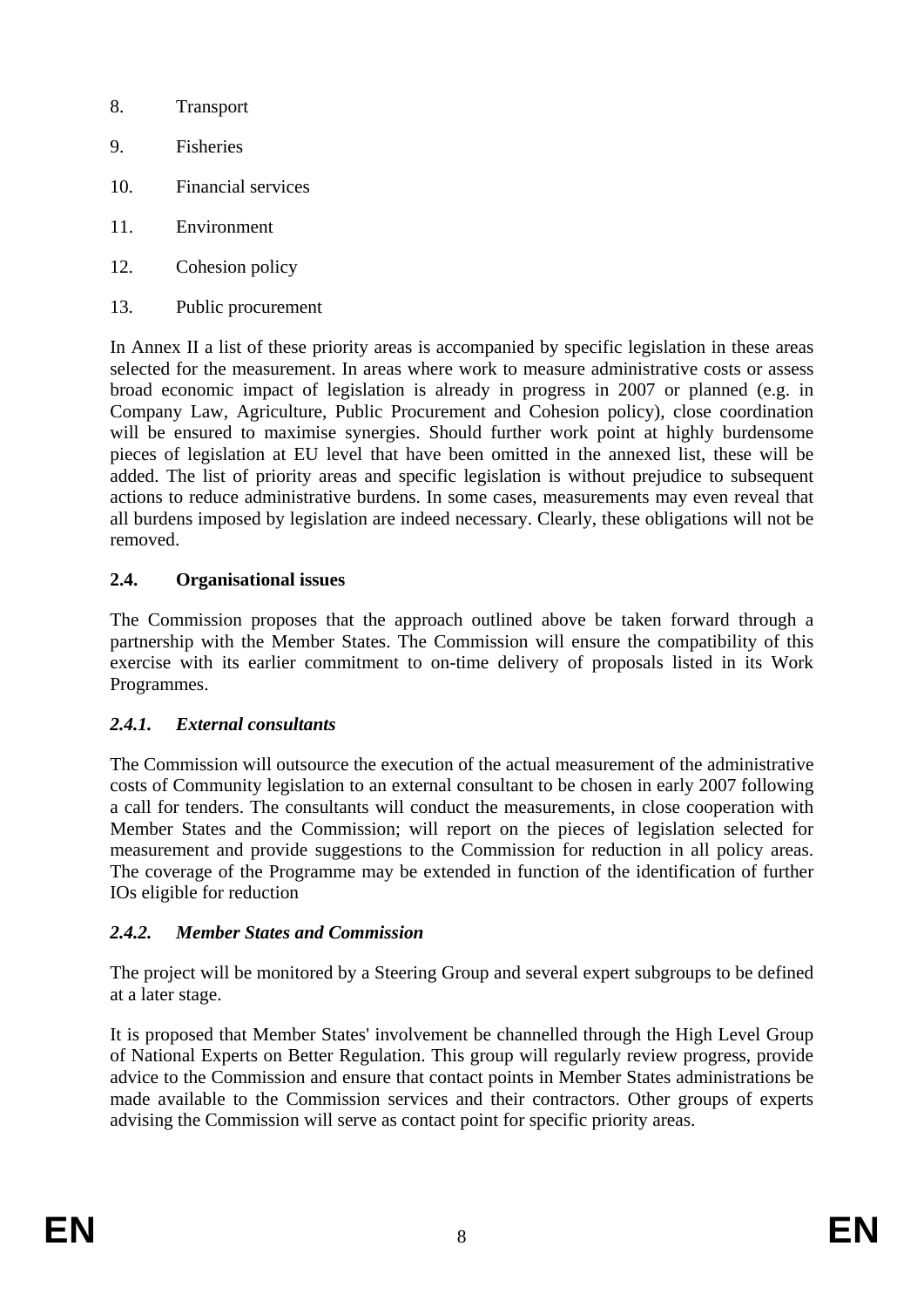8. Transport

9. Fisheries

10. Financial services

11. Environment

12. Cohesion policy

13. Public procurement

In Annex II a list of these priority areas is accompanied by specific legislation in these areas selected for the measurement. In areas where work to measure administrative costs or assess broad economic impact of legislation is already in progress in 2007 or planned (e.g. in Company Law, Agriculture, Public Procurement and Cohesion policy), close coordination will be ensured to maximise synergies. Should further work point at highly burdensome pieces of legislation at EU level that have been omitted in the annexed list, these will be added. The list of priority areas and specific legislation is without prejudice to subsequent actions to reduce administrative burdens. In some cases, measurements may even reveal that all burdens imposed by legislation are indeed necessary. Clearly, these obligations will not be removed.

### 2.4. Organisational issues

The Commission proposes that the approach outlined above be taken forward through a partnership with the Member States. The Commission will ensure the compatibility of this exercise with its earlier commitment to on-time delivery of proposals listed in its Work Programmes.

#### *2.4.1. External consultants*

The Commission will outsource the execution of the actual measurement of the administrative costs of Community legislation to an external consultant to be chosen in early 2007 following a call for tenders. The consultants will conduct the measurements, in close cooperation with Member States and the Commission; will report on the pieces of legislation selected for measurement and provide suggestions to the Commission for reduction in all policy areas. The coverage of the Programme may be extended in function of the identification of further IOs eligible for reduction

#### *2.4.2. Member States and Commission*

The project will be monitored by a Steering Group and several expert subgroups to be defined at a later stage.

It is proposed that Member States' involvement be channelled through the High Level Group of National Experts on Better Regulation. This group will regularly review progress, provide advice to the Commission and ensure that contact points in Member States administrations be made available to the Commission services and their contractors. Other groups of experts advising the Commission will serve as contact point for specific priority areas.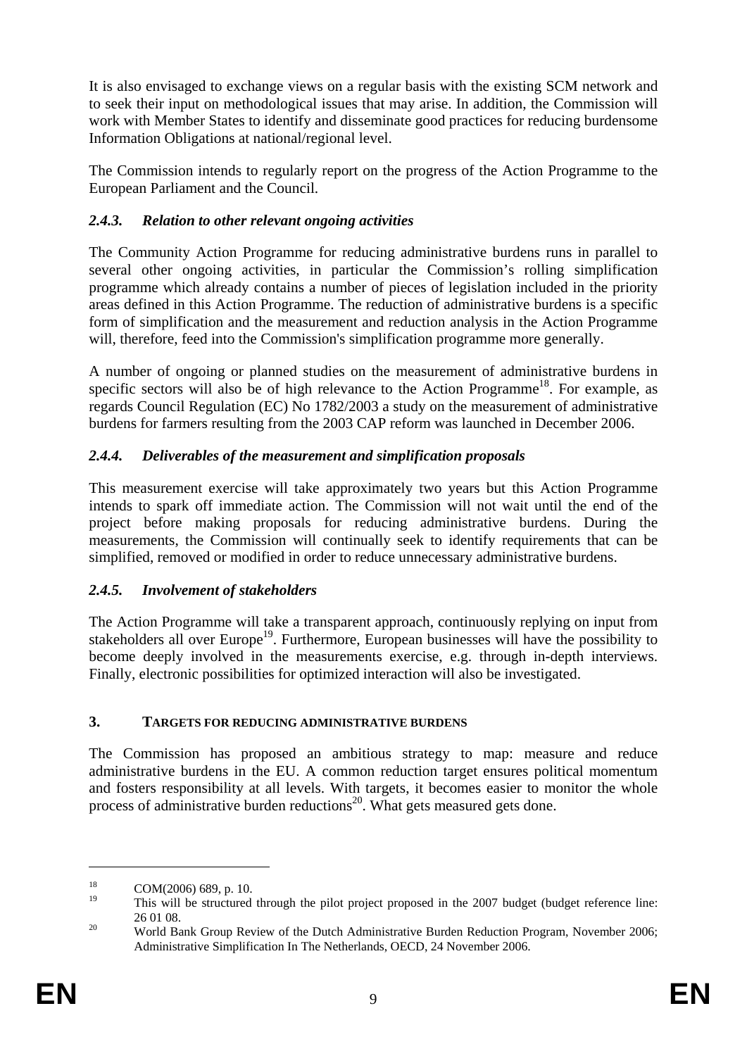It is also envisaged to exchange views on a regular basis with the existing SCM network and to seek their input on methodological issues that may arise. In addition, the Commission will work with Member States to identify and disseminate good practices for reducing burdensome Information Obligations at national/regional level.

The Commission intends to regularly report on the progress of the Action Programme to the European Parliament and the Council.

### *2.4.3. Relation to other relevant ongoing activities*

The Community Action Programme for reducing administrative burdens runs in parallel to several other ongoing activities, in particular the Commission's rolling simplification programme which already contains a number of pieces of legislation included in the priority areas defined in this Action Programme. The reduction of administrative burdens is a specific form of simplification and the measurement and reduction analysis in the Action Programme will, therefore, feed into the Commission's simplification programme more generally.

A number of ongoing or planned studies on the measurement of administrative burdens in specific sectors will also be of high relevance to the Action Programme[18]. For example, as regards Council Regulation (EC) No 1782/2003 a study on the measurement of administrative burdens for farmers resulting from the 2003 CAP reform was launched in December 2006.

### *2.4.4. Deliverables of the measurement and simplification proposals*

This measurement exercise will take approximately two years but this Action Programme intends to spark off immediate action. The Commission will not wait until the end of the project before making proposals for reducing administrative burdens. During the measurements, the Commission will continually seek to identify requirements that can be simplified, removed or modified in order to reduce unnecessary administrative burdens.

### *2.4.5. Involvement of stakeholders*

The Action Programme will take a transparent approach, continuously replying on input from stakeholders all over Europe[19]. Furthermore, European businesses will have the possibility to become deeply involved in the measurements exercise, e.g. through in-depth interviews. Finally, electronic possibilities for optimized interaction will also be investigated.

## 3. TARGETS FOR REDUCING ADMINISTRATIVE BURDENS

The Commission has proposed an ambitious strategy to map: measure and reduce administrative burdens in the EU. A common reduction target ensures political momentum and fosters responsibility at all levels. With targets, it becomes easier to monitor the whole process of administrative burden reductions[20]. What gets measured gets done.

---

[18] COM(2006) 689, p. 10.

[19] This will be structured through the pilot project proposed in the 2007 budget (budget reference line: 26 01 08.

[20] World Bank Group Review of the Dutch Administrative Burden Reduction Program, November 2006; Administrative Simplification In The Netherlands, OECD, 24 November 2006.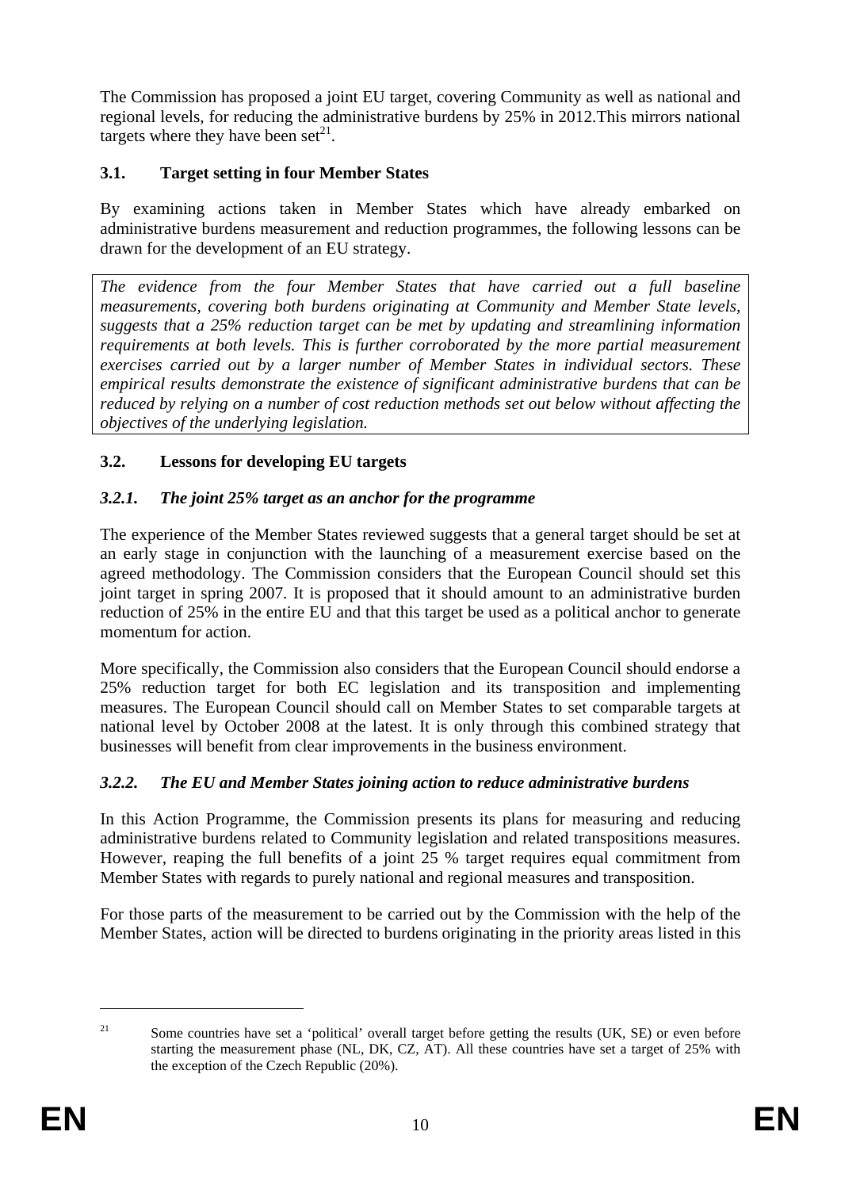The Commission has proposed a joint EU target, covering Community as well as national and regional levels, for reducing the administrative burdens by 25% in 2012.This mirrors national targets where they have been set[21].

### 3.1. Target setting in four Member States

By examining actions taken in Member States which have already embarked on administrative burdens measurement and reduction programmes, the following lessons can be drawn for the development of an EU strategy.

*The evidence from the four Member States that have carried out a full baseline measurements, covering both burdens originating at Community and Member State levels, suggests that a 25% reduction target can be met by updating and streamlining information requirements at both levels. This is further corroborated by the more partial measurement exercises carried out by a larger number of Member States in individual sectors. These empirical results demonstrate the existence of significant administrative burdens that can be reduced by relying on a number of cost reduction methods set out below without affecting the objectives of the underlying legislation.*

### 3.2. Lessons for developing EU targets

#### *3.2.1. The joint 25% target as an anchor for the programme*

The experience of the Member States reviewed suggests that a general target should be set at an early stage in conjunction with the launching of a measurement exercise based on the agreed methodology. The Commission considers that the European Council should set this joint target in spring 2007. It is proposed that it should amount to an administrative burden reduction of 25% in the entire EU and that this target be used as a political anchor to generate momentum for action.

More specifically, the Commission also considers that the European Council should endorse a 25% reduction target for both EC legislation and its transposition and implementing measures. The European Council should call on Member States to set comparable targets at national level by October 2008 at the latest. It is only through this combined strategy that businesses will benefit from clear improvements in the business environment.

#### *3.2.2. The EU and Member States joining action to reduce administrative burdens*

In this Action Programme, the Commission presents its plans for measuring and reducing administrative burdens related to Community legislation and related transpositions measures. However, reaping the full benefits of a joint 25 % target requires equal commitment from Member States with regards to purely national and regional measures and transposition.

For those parts of the measurement to be carried out by the Commission with the help of the Member States, action will be directed to burdens originating in the priority areas listed in this

---

[21] Some countries have set a 'political' overall target before getting the results (UK, SE) or even before starting the measurement phase (NL, DK, CZ, AT). All these countries have set a target of 25% with the exception of the Czech Republic (20%).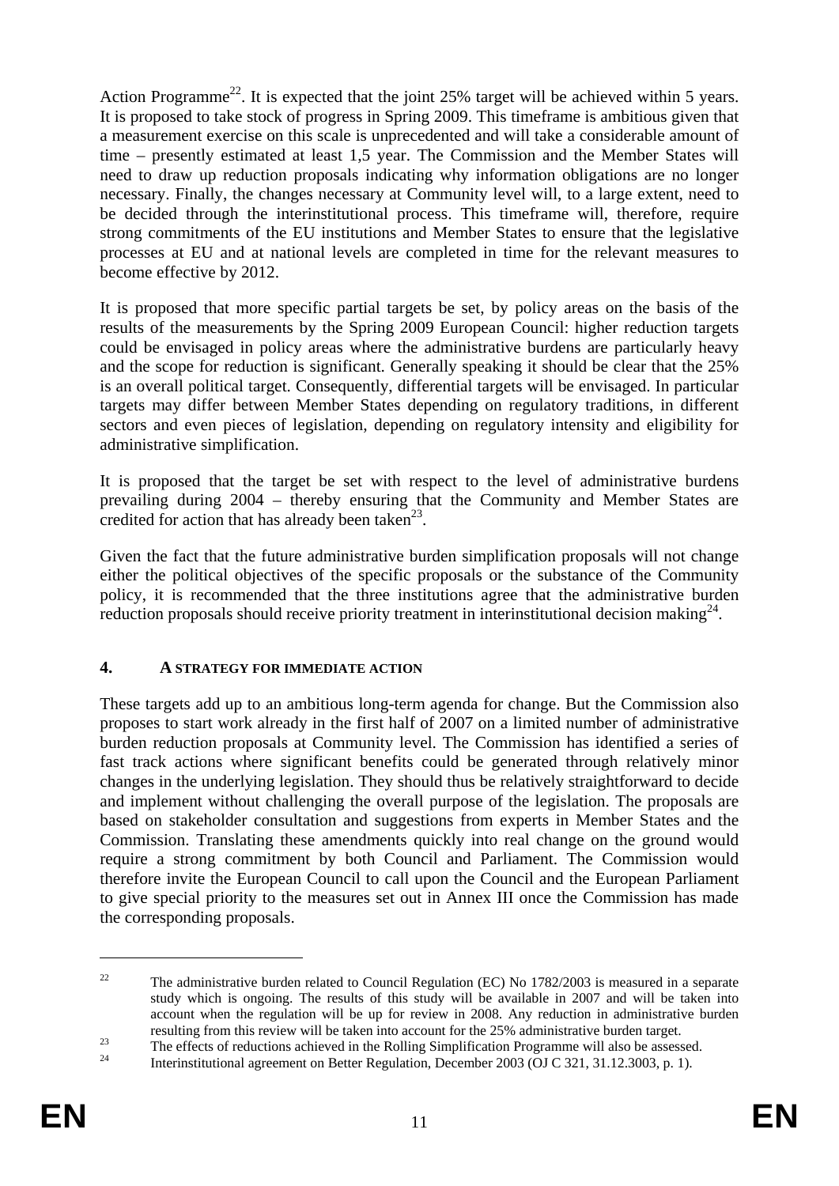Action Programme[22]. It is expected that the joint 25% target will be achieved within 5 years. It is proposed to take stock of progress in Spring 2009. This timeframe is ambitious given that a measurement exercise on this scale is unprecedented and will take a considerable amount of time – presently estimated at least 1,5 year. The Commission and the Member States will need to draw up reduction proposals indicating why information obligations are no longer necessary. Finally, the changes necessary at Community level will, to a large extent, need to be decided through the interinstitutional process. This timeframe will, therefore, require strong commitments of the EU institutions and Member States to ensure that the legislative processes at EU and at national levels are completed in time for the relevant measures to become effective by 2012.

It is proposed that more specific partial targets be set, by policy areas on the basis of the results of the measurements by the Spring 2009 European Council: higher reduction targets could be envisaged in policy areas where the administrative burdens are particularly heavy and the scope for reduction is significant. Generally speaking it should be clear that the 25% is an overall political target. Consequently, differential targets will be envisaged. In particular targets may differ between Member States depending on regulatory traditions, in different sectors and even pieces of legislation, depending on regulatory intensity and eligibility for administrative simplification.

It is proposed that the target be set with respect to the level of administrative burdens prevailing during 2004 – thereby ensuring that the Community and Member States are credited for action that has already been taken[23].

Given the fact that the future administrative burden simplification proposals will not change either the political objectives of the specific proposals or the substance of the Community policy, it is recommended that the three institutions agree that the administrative burden reduction proposals should receive priority treatment in interinstitutional decision making[24].

## 4. A STRATEGY FOR IMMEDIATE ACTION

These targets add up to an ambitious long-term agenda for change. But the Commission also proposes to start work already in the first half of 2007 on a limited number of administrative burden reduction proposals at Community level. The Commission has identified a series of fast track actions where significant benefits could be generated through relatively minor changes in the underlying legislation. They should thus be relatively straightforward to decide and implement without challenging the overall purpose of the legislation. The proposals are based on stakeholder consultation and suggestions from experts in Member States and the Commission. Translating these amendments quickly into real change on the ground would require a strong commitment by both Council and Parliament. The Commission would therefore invite the European Council to call upon the Council and the European Parliament to give special priority to the measures set out in Annex III once the Commission has made the corresponding proposals.

---

[22] The administrative burden related to Council Regulation (EC) No 1782/2003 is measured in a separate study which is ongoing. The results of this study will be available in 2007 and will be taken into account when the regulation will be up for review in 2008. Any reduction in administrative burden resulting from this review will be taken into account for the 25% administrative burden target.

[23] The effects of reductions achieved in the Rolling Simplification Programme will also be assessed.

[24] Interinstitutional agreement on Better Regulation, December 2003 (OJ C 321, 31.12.3003, p. 1).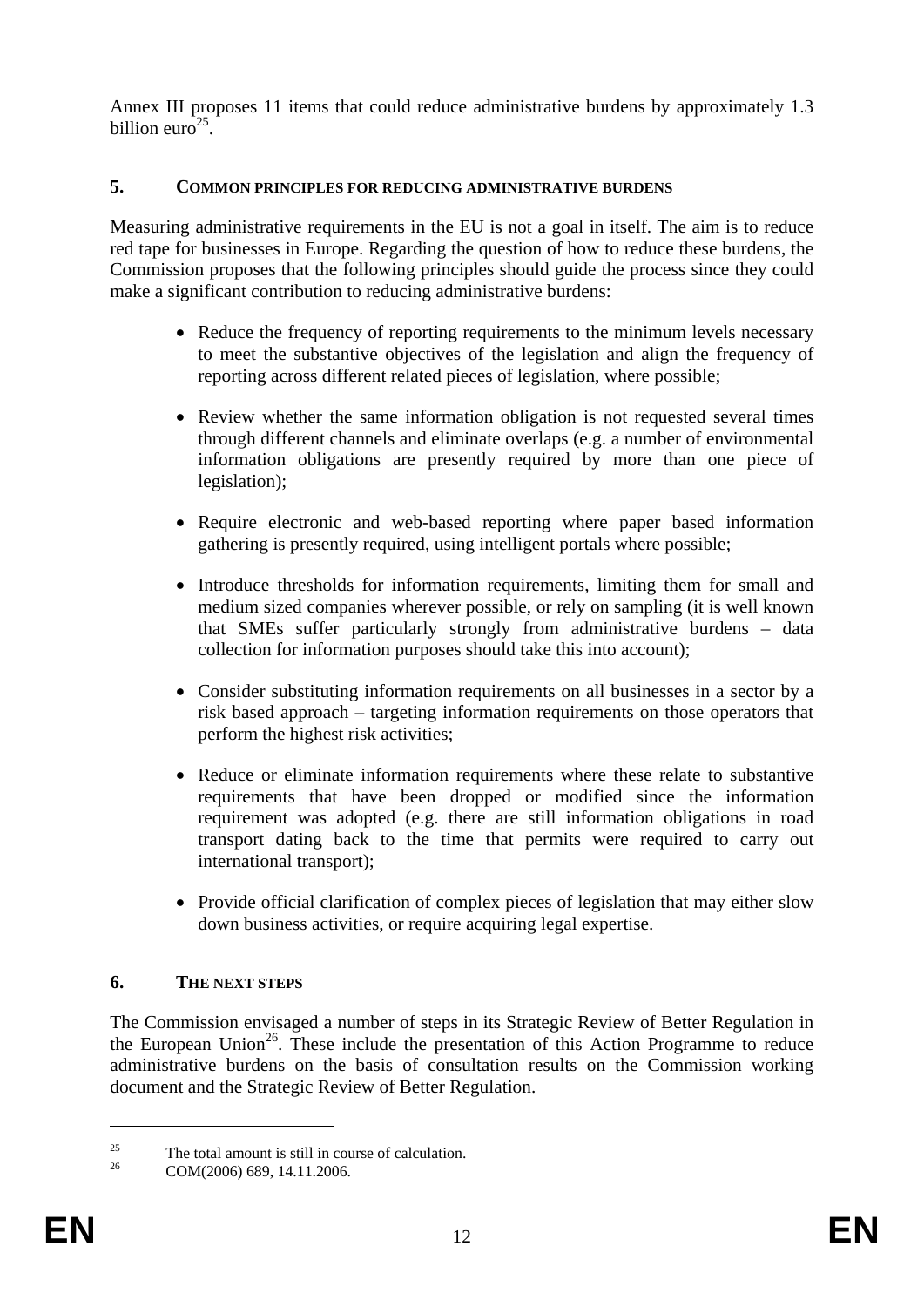Annex III proposes 11 items that could reduce administrative burdens by approximately 1.3 billion euro[25].

## 5. COMMON PRINCIPLES FOR REDUCING ADMINISTRATIVE BURDENS

Measuring administrative requirements in the EU is not a goal in itself. The aim is to reduce red tape for businesses in Europe. Regarding the question of how to reduce these burdens, the Commission proposes that the following principles should guide the process since they could make a significant contribution to reducing administrative burdens:

- Reduce the frequency of reporting requirements to the minimum levels necessary to meet the substantive objectives of the legislation and align the frequency of reporting across different related pieces of legislation, where possible;
- Review whether the same information obligation is not requested several times through different channels and eliminate overlaps (e.g. a number of environmental information obligations are presently required by more than one piece of legislation);
- Require electronic and web-based reporting where paper based information gathering is presently required, using intelligent portals where possible;
- Introduce thresholds for information requirements, limiting them for small and medium sized companies wherever possible, or rely on sampling (it is well known that SMEs suffer particularly strongly from administrative burdens – data collection for information purposes should take this into account);
- Consider substituting information requirements on all businesses in a sector by a risk based approach – targeting information requirements on those operators that perform the highest risk activities;
- Reduce or eliminate information requirements where these relate to substantive requirements that have been dropped or modified since the information requirement was adopted (e.g. there are still information obligations in road transport dating back to the time that permits were required to carry out international transport);
- Provide official clarification of complex pieces of legislation that may either slow down business activities, or require acquiring legal expertise.

## 6. THE NEXT STEPS

The Commission envisaged a number of steps in its Strategic Review of Better Regulation in the European Union[26]. These include the presentation of this Action Programme to reduce administrative burdens on the basis of consultation results on the Commission working document and the Strategic Review of Better Regulation.

---

[25] The total amount is still in course of calculation.

[26] COM(2006) 689, 14.11.2006.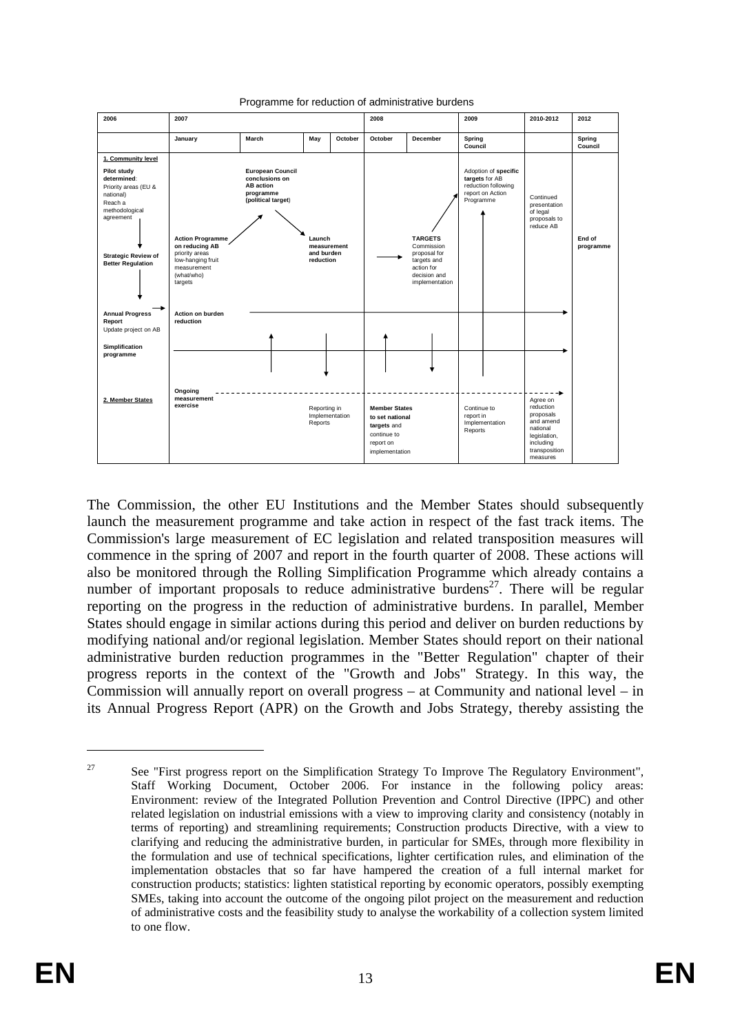Programme for reduction of administrative burdens

| 2006 | 2007 | | | | 2008 | | 2009 | 2010-2012 | 2012 |
|---|---|---|---|---|---|---|---|---|---|
| | January | March | May | October | October | December | Spring Council | | Spring Council |
| **1. Community level**<br>**Pilot study determined**: Priority areas (EU & national) Reach a methodological agreement<br>**Strategic Review of Better Regulation** | **Action Programme on reducing AB** priority areas low-hanging fruit measurement (what/who) targets | **European Council conclusions on AB action programme (political target)** | **Launch measurement and burden reduction** | | | **TARGETS** Commission proposal for targets and action for decision and implementation | Adoption of **specific targets** for AB reduction following report on Action Programme | Continued presentation of legal proposals to reduce AB | **End of programme** |
| **Annual Progress Report** Update project on AB | **Action on burden reduction** | | | | | | | | |
| **Simplification programme** | | | | | | | | | |
| **2. Member States** | **Ongoing measurement exercise** | | Reporting in Implementation Reports | | **Member States to set national targets** and continue to report on implementation | | Continue to report in Implementation Reports | Agree on reduction proposals and amend national legislation, including transposition measures | |

The Commission, the other EU Institutions and the Member States should subsequently launch the measurement programme and take action in respect of the fast track items. The Commission's large measurement of EC legislation and related transposition measures will commence in the spring of 2007 and report in the fourth quarter of 2008. These actions will also be monitored through the Rolling Simplification Programme which already contains a number of important proposals to reduce administrative burdens[27]. There will be regular reporting on the progress in the reduction of administrative burdens. In parallel, Member States should engage in similar actions during this period and deliver on burden reductions by modifying national and/or regional legislation. Member States should report on their national administrative burden reduction programmes in the "Better Regulation" chapter of their progress reports in the context of the "Growth and Jobs" Strategy. In this way, the Commission will annually report on overall progress – at Community and national level – in its Annual Progress Report (APR) on the Growth and Jobs Strategy, thereby assisting the

[27] See "First progress report on the Simplification Strategy To Improve The Regulatory Environment", Staff Working Document, October 2006. For instance in the following policy areas: Environment: review of the Integrated Pollution Prevention and Control Directive (IPPC) and other related legislation on industrial emissions with a view to improving clarity and consistency (notably in terms of reporting) and streamlining requirements; Construction products Directive, with a view to clarifying and reducing the administrative burden, in particular for SMEs, through more flexibility in the formulation and use of technical specifications, lighter certification rules, and elimination of the implementation obstacles that so far have hampered the creation of a full internal market for construction products; statistics: lighten statistical reporting by economic operators, possibly exempting SMEs, taking into account the outcome of the ongoing pilot project on the measurement and reduction of administrative costs and the feasibility study to analyse the workability of a collection system limited to one flow.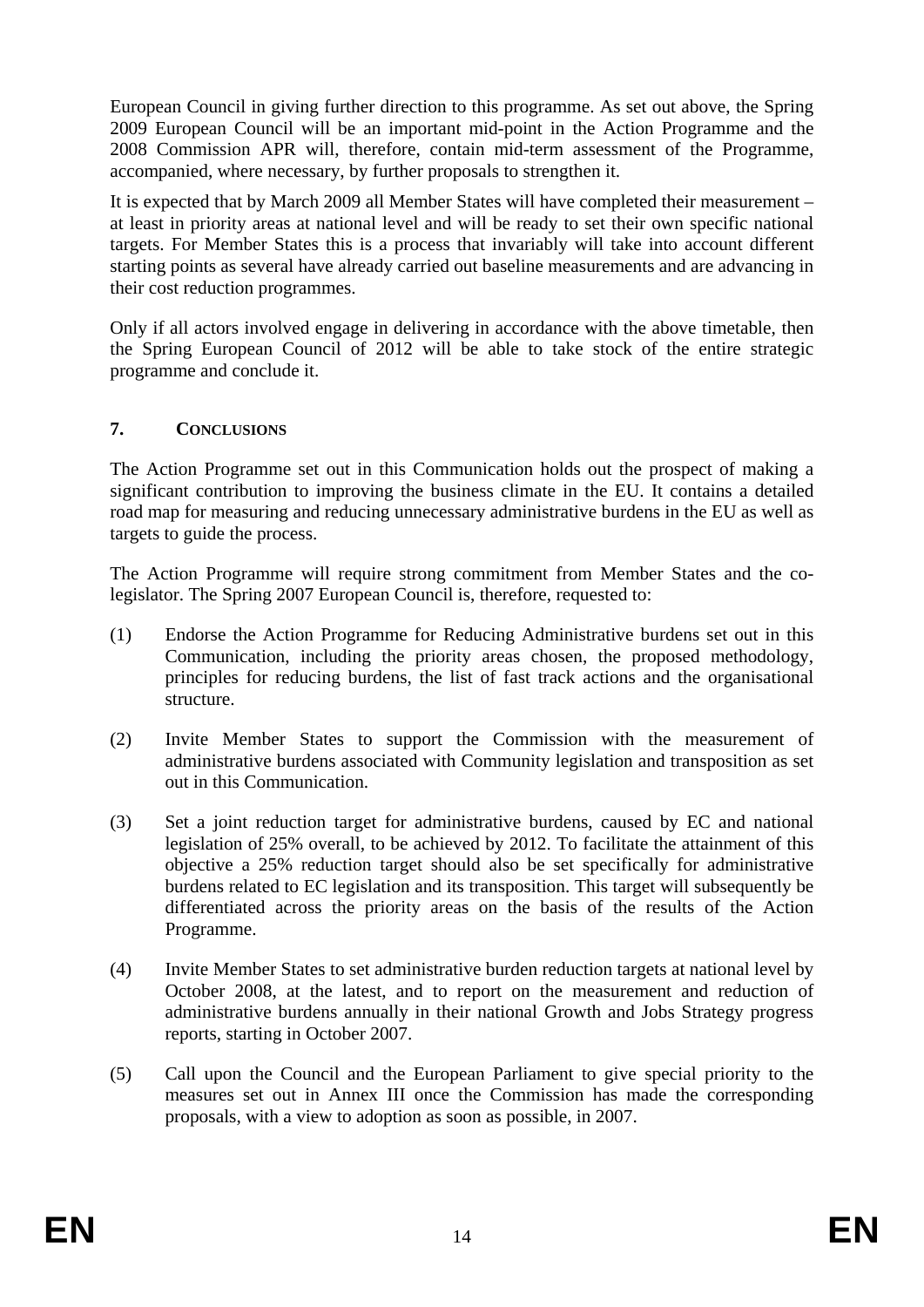European Council in giving further direction to this programme. As set out above, the Spring 2009 European Council will be an important mid-point in the Action Programme and the 2008 Commission APR will, therefore, contain mid-term assessment of the Programme, accompanied, where necessary, by further proposals to strengthen it.

It is expected that by March 2009 all Member States will have completed their measurement – at least in priority areas at national level and will be ready to set their own specific national targets. For Member States this is a process that invariably will take into account different starting points as several have already carried out baseline measurements and are advancing in their cost reduction programmes.

Only if all actors involved engage in delivering in accordance with the above timetable, then the Spring European Council of 2012 will be able to take stock of the entire strategic programme and conclude it.

## 7. CONCLUSIONS

The Action Programme set out in this Communication holds out the prospect of making a significant contribution to improving the business climate in the EU. It contains a detailed road map for measuring and reducing unnecessary administrative burdens in the EU as well as targets to guide the process.

The Action Programme will require strong commitment from Member States and the co-legislator. The Spring 2007 European Council is, therefore, requested to:

(1) Endorse the Action Programme for Reducing Administrative burdens set out in this Communication, including the priority areas chosen, the proposed methodology, principles for reducing burdens, the list of fast track actions and the organisational structure.

(2) Invite Member States to support the Commission with the measurement of administrative burdens associated with Community legislation and transposition as set out in this Communication.

(3) Set a joint reduction target for administrative burdens, caused by EC and national legislation of 25% overall, to be achieved by 2012. To facilitate the attainment of this objective a 25% reduction target should also be set specifically for administrative burdens related to EC legislation and its transposition. This target will subsequently be differentiated across the priority areas on the basis of the results of the Action Programme.

(4) Invite Member States to set administrative burden reduction targets at national level by October 2008, at the latest, and to report on the measurement and reduction of administrative burdens annually in their national Growth and Jobs Strategy progress reports, starting in October 2007.

(5) Call upon the Council and the European Parliament to give special priority to the measures set out in Annex III once the Commission has made the corresponding proposals, with a view to adoption as soon as possible, in 2007.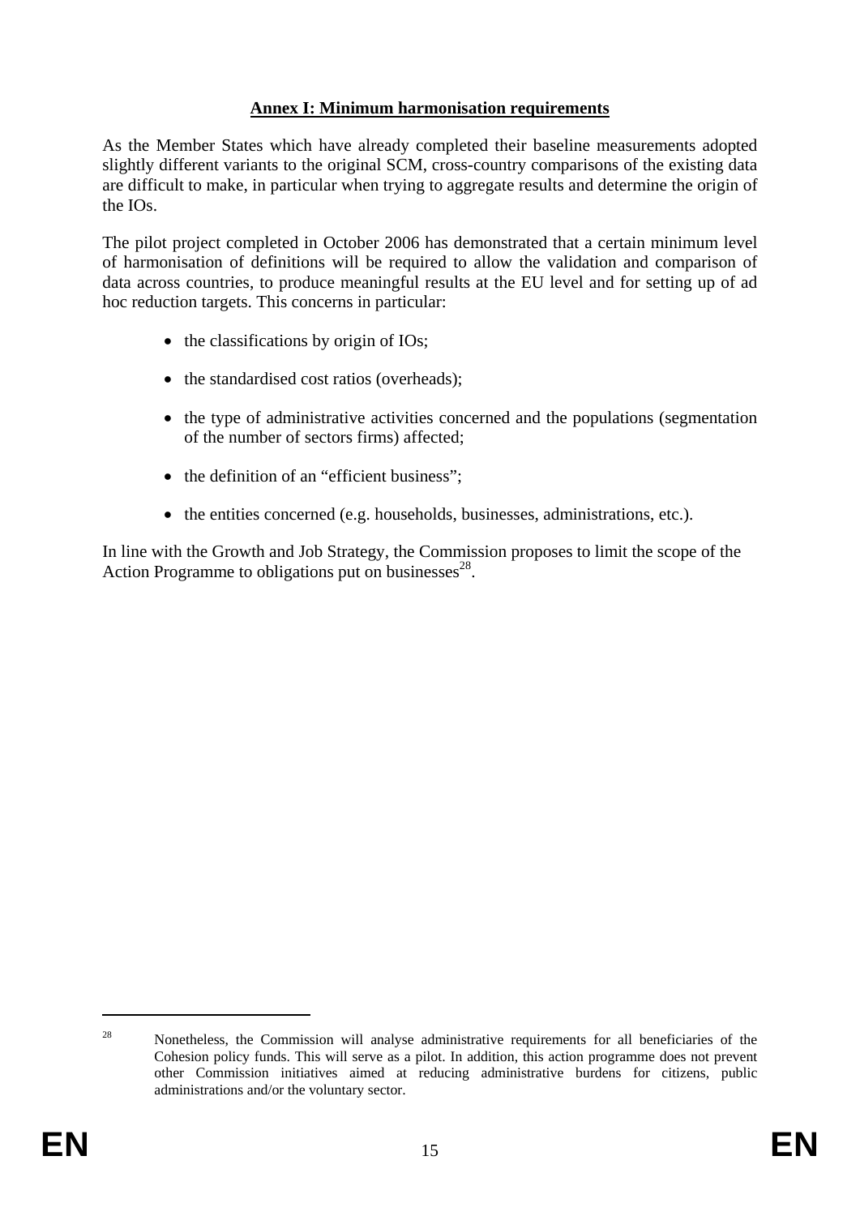## Annex I: Minimum harmonisation requirements

As the Member States which have already completed their baseline measurements adopted slightly different variants to the original SCM, cross-country comparisons of the existing data are difficult to make, in particular when trying to aggregate results and determine the origin of the IOs.

The pilot project completed in October 2006 has demonstrated that a certain minimum level of harmonisation of definitions will be required to allow the validation and comparison of data across countries, to produce meaningful results at the EU level and for setting up of ad hoc reduction targets. This concerns in particular:

- the classifications by origin of IOs;
- the standardised cost ratios (overheads);
- the type of administrative activities concerned and the populations (segmentation of the number of sectors firms) affected;
- the definition of an "efficient business";
- the entities concerned (e.g. households, businesses, administrations, etc.).

In line with the Growth and Job Strategy, the Commission proposes to limit the scope of the Action Programme to obligations put on businesses[28].

[28] Nonetheless, the Commission will analyse administrative requirements for all beneficiaries of the Cohesion policy funds. This will serve as a pilot. In addition, this action programme does not prevent other Commission initiatives aimed at reducing administrative burdens for citizens, public administrations and/or the voluntary sector.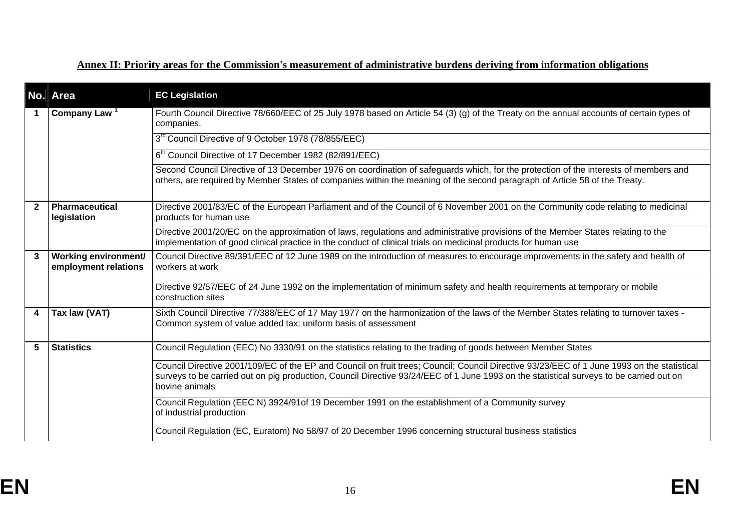## Annex II: Priority areas for the Commission's measurement of administrative burdens deriving from information obligations

| No. | Area | EC Legislation |
|---|---|---|
| 1 | Company Law [1] | Fourth Council Directive 78/660/EEC of 25 July 1978 based on Article 54 (3) (g) of the Treaty on the annual accounts of certain types of companies. |
| | | 3rd Council Directive of 9 October 1978 (78/855/EEC) |
| | | 6th Council Directive of 17 December 1982 (82/891/EEC) |
| | | Second Council Directive of 13 December 1976 on coordination of safeguards which, for the protection of the interests of members and others, are required by Member States of companies within the meaning of the second paragraph of Article 58 of the Treaty. |
| 2 | Pharmaceutical legislation | Directive 2001/83/EC of the European Parliament and of the Council of 6 November 2001 on the Community code relating to medicinal products for human use |
| | | Directive 2001/20/EC on the approximation of laws, regulations and administrative provisions of the Member States relating to the implementation of good clinical practice in the conduct of clinical trials on medicinal products for human use |
| 3 | Working environment/ employment relations | Council Directive 89/391/EEC of 12 June 1989 on the introduction of measures to encourage improvements in the safety and health of workers at work |
| | | Directive 92/57/EEC of 24 June 1992 on the implementation of minimum safety and health requirements at temporary or mobile construction sites |
| 4 | Tax law (VAT) | Sixth Council Directive 77/388/EEC of 17 May 1977 on the harmonization of the laws of the Member States relating to turnover taxes - Common system of value added tax: uniform basis of assessment |
| 5 | Statistics | Council Regulation (EEC) No 3330/91 on the statistics relating to the trading of goods between Member States |
| | | Council Directive 2001/109/EC of the EP and Council on fruit trees; Council; Council Directive 93/23/EEC of 1 June 1993 on the statistical surveys to be carried out on pig production, Council Directive 93/24/EEC of 1 June 1993 on the statistical surveys to be carried out on bovine animals |
| | | Council Regulation (EEC N) 3924/91of 19 December 1991 on the establishment of a Community survey of industrial production<br><br>Council Regulation (EC, Euratom) No 58/97 of 20 December 1996 concerning structural business statistics |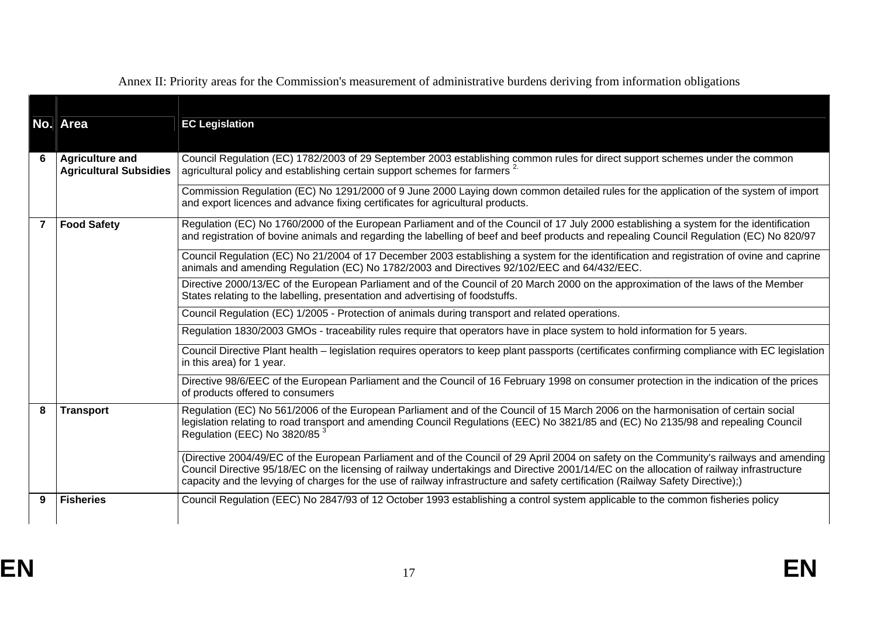Annex II: Priority areas for the Commission's measurement of administrative burdens deriving from information obligations

| No. | Area | EC Legislation |
|---|---|---|
| 6 | **Agriculture and Agricultural Subsidies** | Council Regulation (EC) 1782/2003 of 29 September 2003 establishing common rules for direct support schemes under the common agricultural policy and establishing certain support schemes for farmers [2.] |
| | | Commission Regulation (EC) No 1291/2000 of 9 June 2000 Laying down common detailed rules for the application of the system of import and export licences and advance fixing certificates for agricultural products. |
| 7 | **Food Safety** | Regulation (EC) No 1760/2000 of the European Parliament and of the Council of 17 July 2000 establishing a system for the identification and registration of bovine animals and regarding the labelling of beef and beef products and repealing Council Regulation (EC) No 820/97 |
| | | Council Regulation (EC) No 21/2004 of 17 December 2003 establishing a system for the identification and registration of ovine and caprine animals and amending Regulation (EC) No 1782/2003 and Directives 92/102/EEC and 64/432/EEC. |
| | | Directive 2000/13/EC of the European Parliament and of the Council of 20 March 2000 on the approximation of the laws of the Member States relating to the labelling, presentation and advertising of foodstuffs. |
| | | Council Regulation (EC) 1/2005 - Protection of animals during transport and related operations. |
| | | Regulation 1830/2003 GMOs - traceability rules require that operators have in place system to hold information for 5 years. |
| | | Council Directive Plant health – legislation requires operators to keep plant passports (certificates confirming compliance with EC legislation in this area) for 1 year. |
| | | Directive 98/6/EEC of the European Parliament and the Council of 16 February 1998 on consumer protection in the indication of the prices of products offered to consumers |
| 8 | **Transport** | Regulation (EC) No 561/2006 of the European Parliament and of the Council of 15 March 2006 on the harmonisation of certain social legislation relating to road transport and amending Council Regulations (EEC) No 3821/85 and (EC) No 2135/98 and repealing Council Regulation (EEC) No 3820/85 [3] |
| | | (Directive 2004/49/EC of the European Parliament and of the Council of 29 April 2004 on safety on the Community's railways and amending Council Directive 95/18/EC on the licensing of railway undertakings and Directive 2001/14/EC on the allocation of railway infrastructure capacity and the levying of charges for the use of railway infrastructure and safety certification (Railway Safety Directive);) |
| 9 | **Fisheries** | Council Regulation (EEC) No 2847/93 of 12 October 1993 establishing a control system applicable to the common fisheries policy |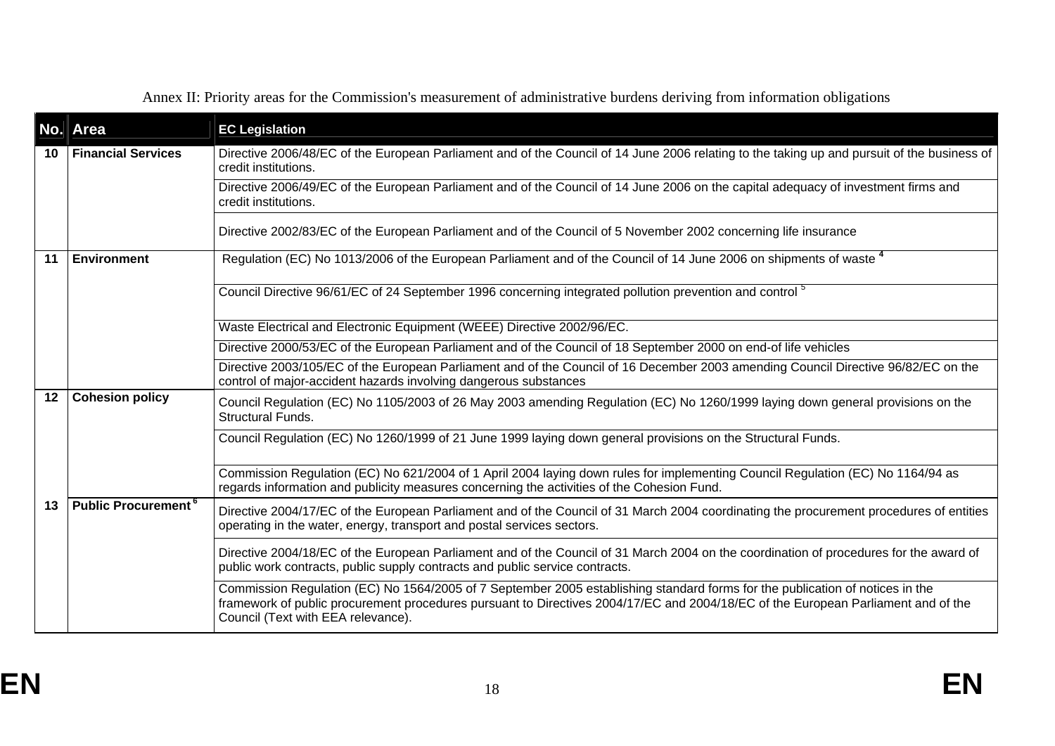Annex II: Priority areas for the Commission's measurement of administrative burdens deriving from information obligations

| No. | Area | EC Legislation |
|---|---|---|
| 10 | Financial Services | Directive 2006/48/EC of the European Parliament and of the Council of 14 June 2006 relating to the taking up and pursuit of the business of credit institutions. |
| | | Directive 2006/49/EC of the European Parliament and of the Council of 14 June 2006 on the capital adequacy of investment firms and credit institutions. |
| | | Directive 2002/83/EC of the European Parliament and of the Council of 5 November 2002 concerning life insurance |
| 11 | Environment | Regulation (EC) No 1013/2006 of the European Parliament and of the Council of 14 June 2006 on shipments of waste [4] |
| | | Council Directive 96/61/EC of 24 September 1996 concerning integrated pollution prevention and control [5] |
| | | Waste Electrical and Electronic Equipment (WEEE) Directive 2002/96/EC. |
| | | Directive 2000/53/EC of the European Parliament and of the Council of 18 September 2000 on end-of life vehicles |
| | | Directive 2003/105/EC of the European Parliament and of the Council of 16 December 2003 amending Council Directive 96/82/EC on the control of major-accident hazards involving dangerous substances |
| 12 | Cohesion policy | Council Regulation (EC) No 1105/2003 of 26 May 2003 amending Regulation (EC) No 1260/1999 laying down general provisions on the Structural Funds. |
| | | Council Regulation (EC) No 1260/1999 of 21 June 1999 laying down general provisions on the Structural Funds. |
| | | Commission Regulation (EC) No 621/2004 of 1 April 2004 laying down rules for implementing Council Regulation (EC) No 1164/94 as regards information and publicity measures concerning the activities of the Cohesion Fund. |
| 13 | Public Procurement [6] | Directive 2004/17/EC of the European Parliament and of the Council of 31 March 2004 coordinating the procurement procedures of entities operating in the water, energy, transport and postal services sectors. |
| | | Directive 2004/18/EC of the European Parliament and of the Council of 31 March 2004 on the coordination of procedures for the award of public work contracts, public supply contracts and public service contracts. |
| | | Commission Regulation (EC) No 1564/2005 of 7 September 2005 establishing standard forms for the publication of notices in the framework of public procurement procedures pursuant to Directives 2004/17/EC and 2004/18/EC of the European Parliament and of the Council (Text with EEA relevance). |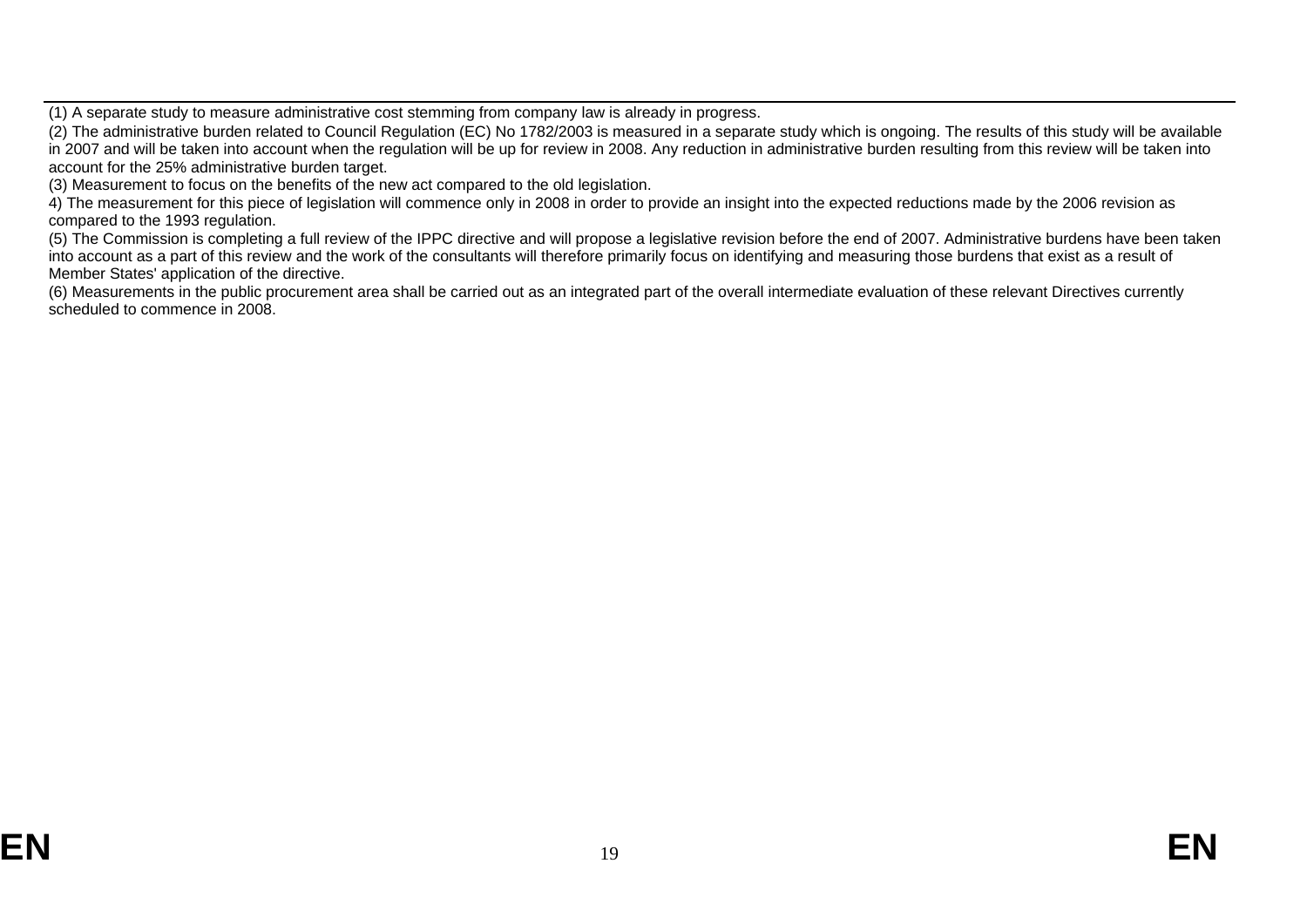(1) A separate study to measure administrative cost stemming from company law is already in progress.

(2) The administrative burden related to Council Regulation (EC) No 1782/2003 is measured in a separate study which is ongoing. The results of this study will be available in 2007 and will be taken into account when the regulation will be up for review in 2008. Any reduction in administrative burden resulting from this review will be taken into account for the 25% administrative burden target.

(3) Measurement to focus on the benefits of the new act compared to the old legislation.

4) The measurement for this piece of legislation will commence only in 2008 in order to provide an insight into the expected reductions made by the 2006 revision as compared to the 1993 regulation.

(5) The Commission is completing a full review of the IPPC directive and will propose a legislative revision before the end of 2007. Administrative burdens have been taken into account as a part of this review and the work of the consultants will therefore primarily focus on identifying and measuring those burdens that exist as a result of Member States' application of the directive.

(6) Measurements in the public procurement area shall be carried out as an integrated part of the overall intermediate evaluation of these relevant Directives currently scheduled to commence in 2008.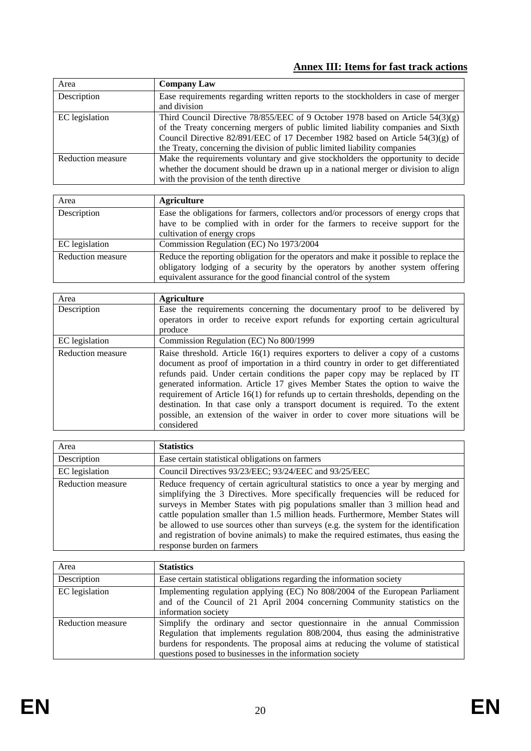## Annex III: Items for fast track actions

| Area | **Company Law** |
|---|---|
| Description | Ease requirements regarding written reports to the stockholders in case of merger and division |
| EC legislation | Third Council Directive 78/855/EEC of 9 October 1978 based on Article 54(3)(g) of the Treaty concerning mergers of public limited liability companies and Sixth Council Directive 82/891/EEC of 17 December 1982 based on Article 54(3)(g) of the Treaty, concerning the division of public limited liability companies |
| Reduction measure | Make the requirements voluntary and give stockholders the opportunity to decide whether the document should be drawn up in a national merger or division to align with the provision of the tenth directive |

| Area | **Agriculture** |
|---|---|
| Description | Ease the obligations for farmers, collectors and/or processors of energy crops that have to be complied with in order for the farmers to receive support for the cultivation of energy crops |
| EC legislation | Commission Regulation (EC) No 1973/2004 |
| Reduction measure | Reduce the reporting obligation for the operators and make it possible to replace the obligatory lodging of a security by the operators by another system offering equivalent assurance for the good financial control of the system |

| Area | **Agriculture** |
|---|---|
| Description | Ease the requirements concerning the documentary proof to be delivered by operators in order to receive export refunds for exporting certain agricultural produce |
| EC legislation | Commission Regulation (EC) No 800/1999 |
| Reduction measure | Raise threshold. Article 16(1) requires exporters to deliver a copy of a customs document as proof of importation in a third country in order to get differentiated refunds paid. Under certain conditions the paper copy may be replaced by IT generated information. Article 17 gives Member States the option to waive the requirement of Article 16(1) for refunds up to certain thresholds, depending on the destination. In that case only a transport document is required. To the extent possible, an extension of the waiver in order to cover more situations will be considered |

| Area | **Statistics** |
|---|---|
| Description | Ease certain statistical obligations on farmers |
| EC legislation | Council Directives 93/23/EEC; 93/24/EEC and 93/25/EEC |
| Reduction measure | Reduce frequency of certain agricultural statistics to once a year by merging and simplifying the 3 Directives. More specifically frequencies will be reduced for surveys in Member States with pig populations smaller than 3 million head and cattle population smaller than 1.5 million heads. Furthermore, Member States will be allowed to use sources other than surveys (e.g. the system for the identification and registration of bovine animals) to make the required estimates, thus easing the response burden on farmers |

| Area | **Statistics** |
|---|---|
| Description | Ease certain statistical obligations regarding the information society |
| EC legislation | Implementing regulation applying (EC) No 808/2004 of the European Parliament and of the Council of 21 April 2004 concerning Community statistics on the information society |
| Reduction measure | Simplify the ordinary and sector questionnaire in the annual Commission Regulation that implements regulation 808/2004, thus easing the administrative burdens for respondents. The proposal aims at reducing the volume of statistical questions posed to businesses in the information society |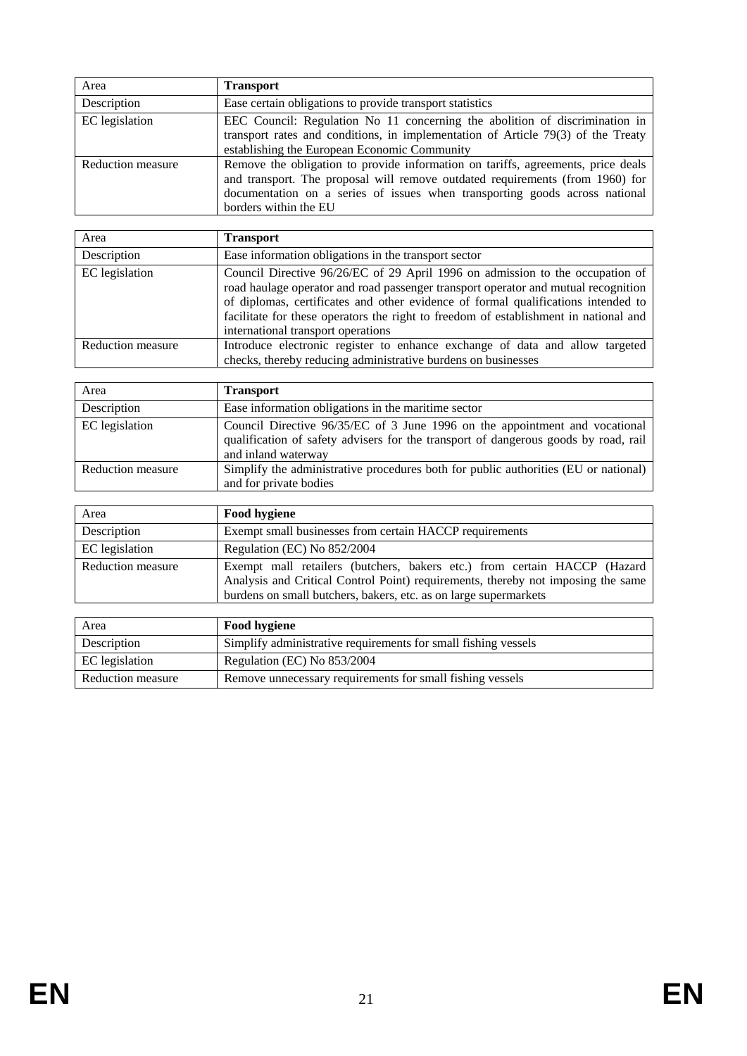| Area | **Transport** |
|---|---|
| Description | Ease certain obligations to provide transport statistics |
| EC legislation | EEC Council: Regulation No 11 concerning the abolition of discrimination in transport rates and conditions, in implementation of Article 79(3) of the Treaty establishing the European Economic Community |
| Reduction measure | Remove the obligation to provide information on tariffs, agreements, price deals and transport. The proposal will remove outdated requirements (from 1960) for documentation on a series of issues when transporting goods across national borders within the EU |

| Area | **Transport** |
|---|---|
| Description | Ease information obligations in the transport sector |
| EC legislation | Council Directive 96/26/EC of 29 April 1996 on admission to the occupation of road haulage operator and road passenger transport operator and mutual recognition of diplomas, certificates and other evidence of formal qualifications intended to facilitate for these operators the right to freedom of establishment in national and international transport operations |
| Reduction measure | Introduce electronic register to enhance exchange of data and allow targeted checks, thereby reducing administrative burdens on businesses |

| Area | **Transport** |
|---|---|
| Description | Ease information obligations in the maritime sector |
| EC legislation | Council Directive 96/35/EC of 3 June 1996 on the appointment and vocational qualification of safety advisers for the transport of dangerous goods by road, rail and inland waterway |
| Reduction measure | Simplify the administrative procedures both for public authorities (EU or national) and for private bodies |

| Area | **Food hygiene** |
|---|---|
| Description | Exempt small businesses from certain HACCP requirements |
| EC legislation | Regulation (EC) No 852/2004 |
| Reduction measure | Exempt mall retailers (butchers, bakers etc.) from certain HACCP (Hazard Analysis and Critical Control Point) requirements, thereby not imposing the same burdens on small butchers, bakers, etc. as on large supermarkets |

| Area | **Food hygiene** |
|---|---|
| Description | Simplify administrative requirements for small fishing vessels |
| EC legislation | Regulation (EC) No 853/2004 |
| Reduction measure | Remove unnecessary requirements for small fishing vessels |